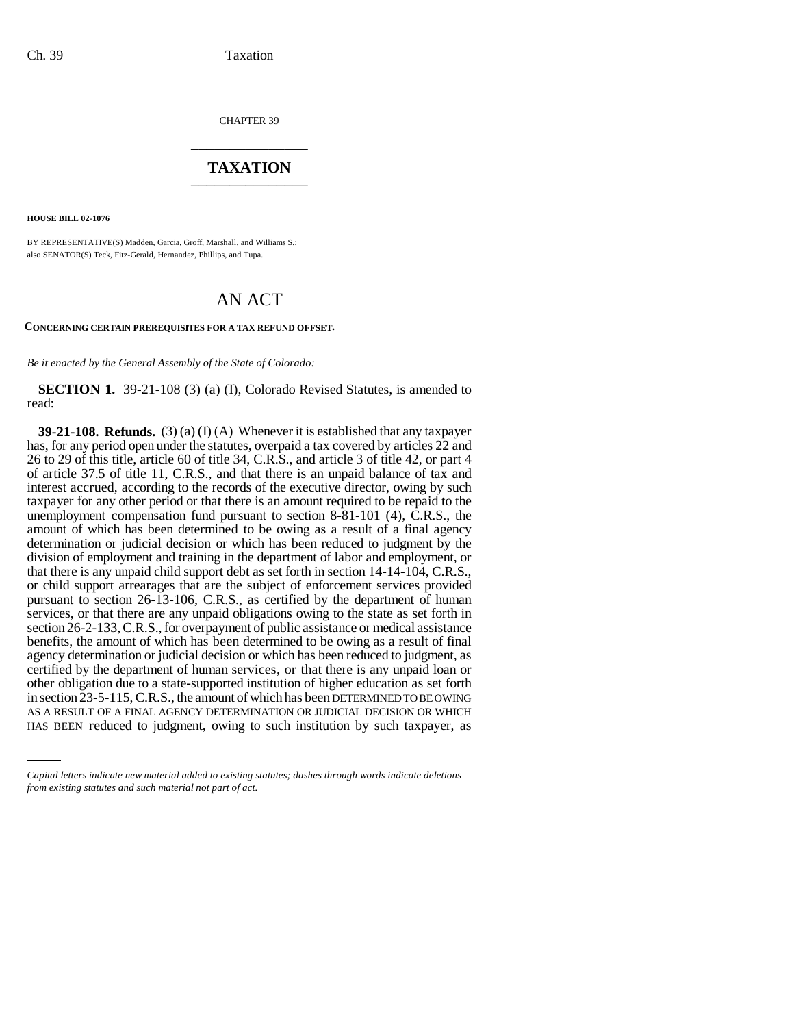CHAPTER 39

# TAXATION

**HOUSE BILL 02-1076**

BY REPRESENTATIVE(S) Madden, Garcia, Groff, Marshall, and Williams S.;
also SENATOR(S) Teck, Fitz-Gerald, Hernandez, Phillips, and Tupa.

## AN ACT

**CONCERNING CERTAIN PREREQUISITES FOR A TAX REFUND OFFSET.**

*Be it enacted by the General Assembly of the State of Colorado:*

**SECTION 1.** 39-21-108 (3) (a) (I), Colorado Revised Statutes, is amended to read:

**39-21-108. Refunds.** (3) (a) (I) (A) Whenever it is established that any taxpayer has, for any period open under the statutes, overpaid a tax covered by articles 22 and 26 to 29 of this title, article 60 of title 34, C.R.S., and article 3 of title 42, or part 4 of article 37.5 of title 11, C.R.S., and that there is an unpaid balance of tax and interest accrued, according to the records of the executive director, owing by such taxpayer for any other period or that there is an amount required to be repaid to the unemployment compensation fund pursuant to section 8-81-101 (4), C.R.S., the amount of which has been determined to be owing as a result of a final agency determination or judicial decision or which has been reduced to judgment by the division of employment and training in the department of labor and employment, or that there is any unpaid child support debt as set forth in section 14-14-104, C.R.S., or child support arrearages that are the subject of enforcement services provided pursuant to section 26-13-106, C.R.S., as certified by the department of human services, or that there are any unpaid obligations owing to the state as set forth in section 26-2-133, C.R.S., for overpayment of public assistance or medical assistance benefits, the amount of which has been determined to be owing as a result of final agency determination or judicial decision or which has been reduced to judgment, as certified by the department of human services, or that there is any unpaid loan or other obligation due to a state-supported institution of higher education as set forth in section 23-5-115, C.R.S., the amount of which has been DETERMINED TO BE OWING AS A RESULT OF A FINAL AGENCY DETERMINATION OR JUDICIAL DECISION OR WHICH HAS BEEN reduced to judgment, ~~owing to such institution by such taxpayer,~~ as

*Capital letters indicate new material added to existing statutes; dashes through words indicate deletions from existing statutes and such material not part of act.*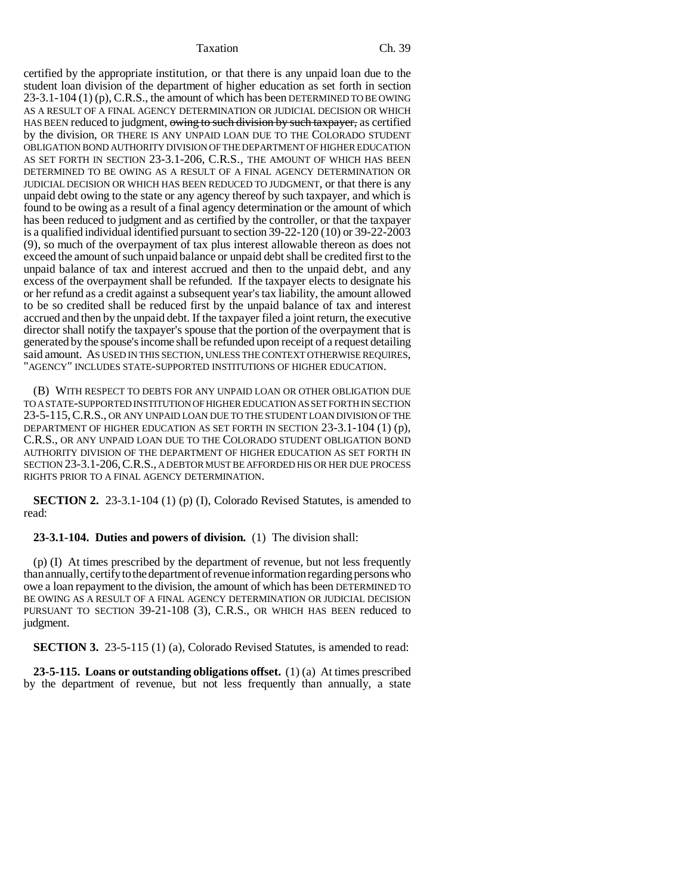certified by the appropriate institution, or that there is any unpaid loan due to the student loan division of the department of higher education as set forth in section 23-3.1-104 (1) (p), C.R.S., the amount of which has been DETERMINED TO BE OWING AS A RESULT OF A FINAL AGENCY DETERMINATION OR JUDICIAL DECISION OR WHICH HAS BEEN reduced to judgment, ~~owing to such division by such taxpayer,~~ as certified by the division, OR THERE IS ANY UNPAID LOAN DUE TO THE COLORADO STUDENT OBLIGATION BOND AUTHORITY DIVISION OF THE DEPARTMENT OF HIGHER EDUCATION AS SET FORTH IN SECTION 23-3.1-206, C.R.S., THE AMOUNT OF WHICH HAS BEEN DETERMINED TO BE OWING AS A RESULT OF A FINAL AGENCY DETERMINATION OR JUDICIAL DECISION OR WHICH HAS BEEN REDUCED TO JUDGMENT, or that there is any unpaid debt owing to the state or any agency thereof by such taxpayer, and which is found to be owing as a result of a final agency determination or the amount of which has been reduced to judgment and as certified by the controller, or that the taxpayer is a qualified individual identified pursuant to section 39-22-120 (10) or 39-22-2003 (9), so much of the overpayment of tax plus interest allowable thereon as does not exceed the amount of such unpaid balance or unpaid debt shall be credited first to the unpaid balance of tax and interest accrued and then to the unpaid debt, and any excess of the overpayment shall be refunded. If the taxpayer elects to designate his or her refund as a credit against a subsequent year's tax liability, the amount allowed to be so credited shall be reduced first by the unpaid balance of tax and interest accrued and then by the unpaid debt. If the taxpayer filed a joint return, the executive director shall notify the taxpayer's spouse that the portion of the overpayment that is generated by the spouse's income shall be refunded upon receipt of a request detailing said amount. AS USED IN THIS SECTION, UNLESS THE CONTEXT OTHERWISE REQUIRES, "AGENCY" INCLUDES STATE-SUPPORTED INSTITUTIONS OF HIGHER EDUCATION.

(B) WITH RESPECT TO DEBTS FOR ANY UNPAID LOAN OR OTHER OBLIGATION DUE TO A STATE-SUPPORTED INSTITUTION OF HIGHER EDUCATION AS SET FORTH IN SECTION 23-5-115, C.R.S., OR ANY UNPAID LOAN DUE TO THE STUDENT LOAN DIVISION OF THE DEPARTMENT OF HIGHER EDUCATION AS SET FORTH IN SECTION 23-3.1-104 (1) (p), C.R.S., OR ANY UNPAID LOAN DUE TO THE COLORADO STUDENT OBLIGATION BOND AUTHORITY DIVISION OF THE DEPARTMENT OF HIGHER EDUCATION AS SET FORTH IN SECTION 23-3.1-206, C.R.S., A DEBTOR MUST BE AFFORDED HIS OR HER DUE PROCESS RIGHTS PRIOR TO A FINAL AGENCY DETERMINATION.

**SECTION 2.** 23-3.1-104 (1) (p) (I), Colorado Revised Statutes, is amended to read:

**23-3.1-104. Duties and powers of division.** (1) The division shall:

(p) (I) At times prescribed by the department of revenue, but not less frequently than annually, certify to the department of revenue information regarding persons who owe a loan repayment to the division, the amount of which has been DETERMINED TO BE OWING AS A RESULT OF A FINAL AGENCY DETERMINATION OR JUDICIAL DECISION PURSUANT TO SECTION 39-21-108 (3), C.R.S., OR WHICH HAS BEEN reduced to judgment.

**SECTION 3.** 23-5-115 (1) (a), Colorado Revised Statutes, is amended to read:

**23-5-115. Loans or outstanding obligations offset.** (1) (a) At times prescribed by the department of revenue, but not less frequently than annually, a state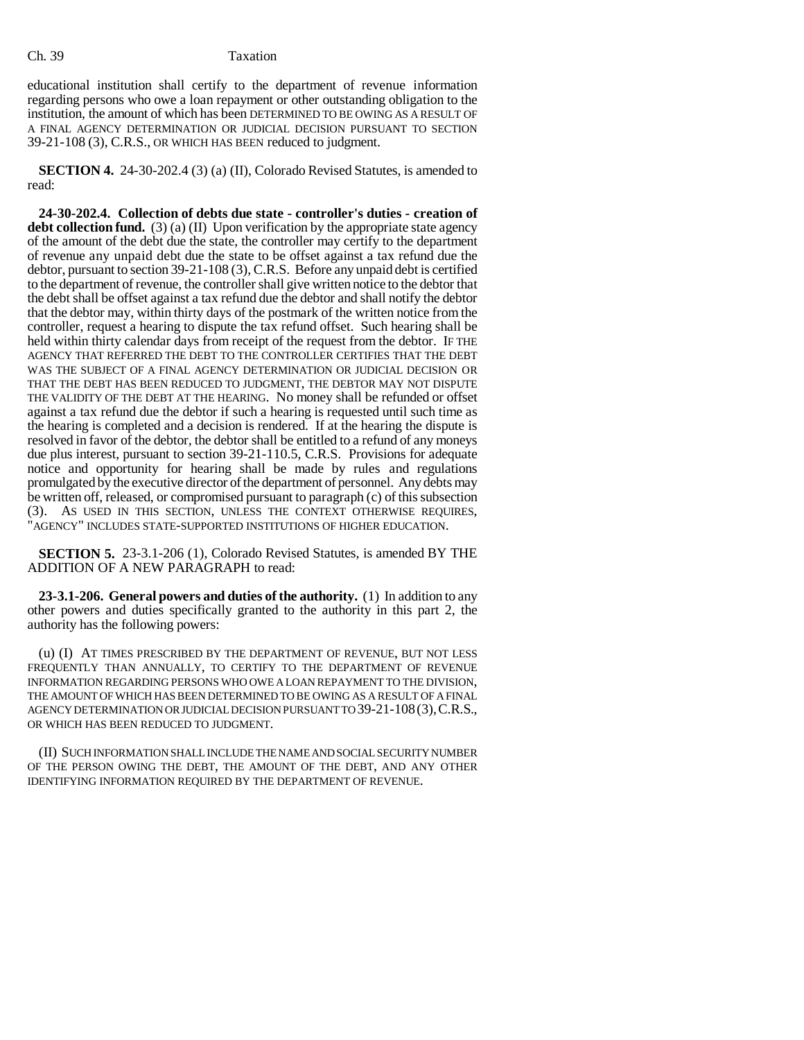educational institution shall certify to the department of revenue information regarding persons who owe a loan repayment or other outstanding obligation to the institution, the amount of which has been DETERMINED TO BE OWING AS A RESULT OF A FINAL AGENCY DETERMINATION OR JUDICIAL DECISION PURSUANT TO SECTION 39-21-108 (3), C.R.S., OR WHICH HAS BEEN reduced to judgment.

**SECTION 4.** 24-30-202.4 (3) (a) (II), Colorado Revised Statutes, is amended to read:

**24-30-202.4. Collection of debts due state - controller's duties - creation of debt collection fund.** (3) (a) (II) Upon verification by the appropriate state agency of the amount of the debt due the state, the controller may certify to the department of revenue any unpaid debt due the state to be offset against a tax refund due the debtor, pursuant to section 39-21-108 (3), C.R.S. Before any unpaid debt is certified to the department of revenue, the controller shall give written notice to the debtor that the debt shall be offset against a tax refund due the debtor and shall notify the debtor that the debtor may, within thirty days of the postmark of the written notice from the controller, request a hearing to dispute the tax refund offset. Such hearing shall be held within thirty calendar days from receipt of the request from the debtor. IF THE AGENCY THAT REFERRED THE DEBT TO THE CONTROLLER CERTIFIES THAT THE DEBT WAS THE SUBJECT OF A FINAL AGENCY DETERMINATION OR JUDICIAL DECISION OR THAT THE DEBT HAS BEEN REDUCED TO JUDGMENT, THE DEBTOR MAY NOT DISPUTE THE VALIDITY OF THE DEBT AT THE HEARING. No money shall be refunded or offset against a tax refund due the debtor if such a hearing is requested until such time as the hearing is completed and a decision is rendered. If at the hearing the dispute is resolved in favor of the debtor, the debtor shall be entitled to a refund of any moneys due plus interest, pursuant to section 39-21-110.5, C.R.S. Provisions for adequate notice and opportunity for hearing shall be made by rules and regulations promulgated by the executive director of the department of personnel. Any debts may be written off, released, or compromised pursuant to paragraph (c) of this subsection (3). AS USED IN THIS SECTION, UNLESS THE CONTEXT OTHERWISE REQUIRES, "AGENCY" INCLUDES STATE-SUPPORTED INSTITUTIONS OF HIGHER EDUCATION.

**SECTION 5.** 23-3.1-206 (1), Colorado Revised Statutes, is amended BY THE ADDITION OF A NEW PARAGRAPH to read:

**23-3.1-206. General powers and duties of the authority.** (1) In addition to any other powers and duties specifically granted to the authority in this part 2, the authority has the following powers:

(u) (I) AT TIMES PRESCRIBED BY THE DEPARTMENT OF REVENUE, BUT NOT LESS FREQUENTLY THAN ANNUALLY, TO CERTIFY TO THE DEPARTMENT OF REVENUE INFORMATION REGARDING PERSONS WHO OWE A LOAN REPAYMENT TO THE DIVISION, THE AMOUNT OF WHICH HAS BEEN DETERMINED TO BE OWING AS A RESULT OF A FINAL AGENCY DETERMINATION OR JUDICIAL DECISION PURSUANT TO 39-21-108 (3), C.R.S., OR WHICH HAS BEEN REDUCED TO JUDGMENT.

(II) SUCH INFORMATION SHALL INCLUDE THE NAME AND SOCIAL SECURITY NUMBER OF THE PERSON OWING THE DEBT, THE AMOUNT OF THE DEBT, AND ANY OTHER IDENTIFYING INFORMATION REQUIRED BY THE DEPARTMENT OF REVENUE.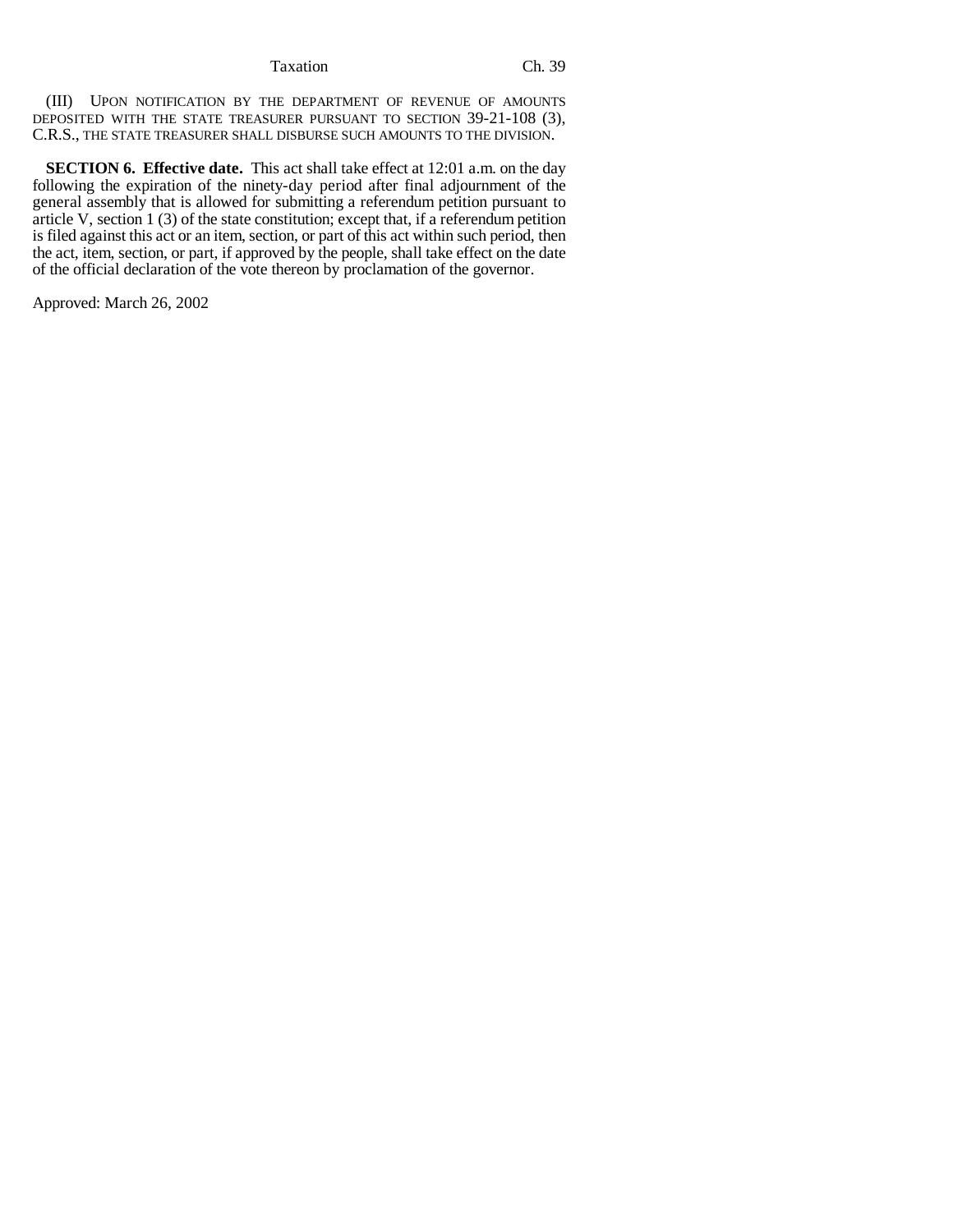(III) UPON NOTIFICATION BY THE DEPARTMENT OF REVENUE OF AMOUNTS DEPOSITED WITH THE STATE TREASURER PURSUANT TO SECTION 39-21-108 (3), C.R.S., THE STATE TREASURER SHALL DISBURSE SUCH AMOUNTS TO THE DIVISION.

**SECTION 6. Effective date.** This act shall take effect at 12:01 a.m. on the day following the expiration of the ninety-day period after final adjournment of the general assembly that is allowed for submitting a referendum petition pursuant to article V, section 1 (3) of the state constitution; except that, if a referendum petition is filed against this act or an item, section, or part of this act within such period, then the act, item, section, or part, if approved by the people, shall take effect on the date of the official declaration of the vote thereon by proclamation of the governor.

Approved: March 26, 2002